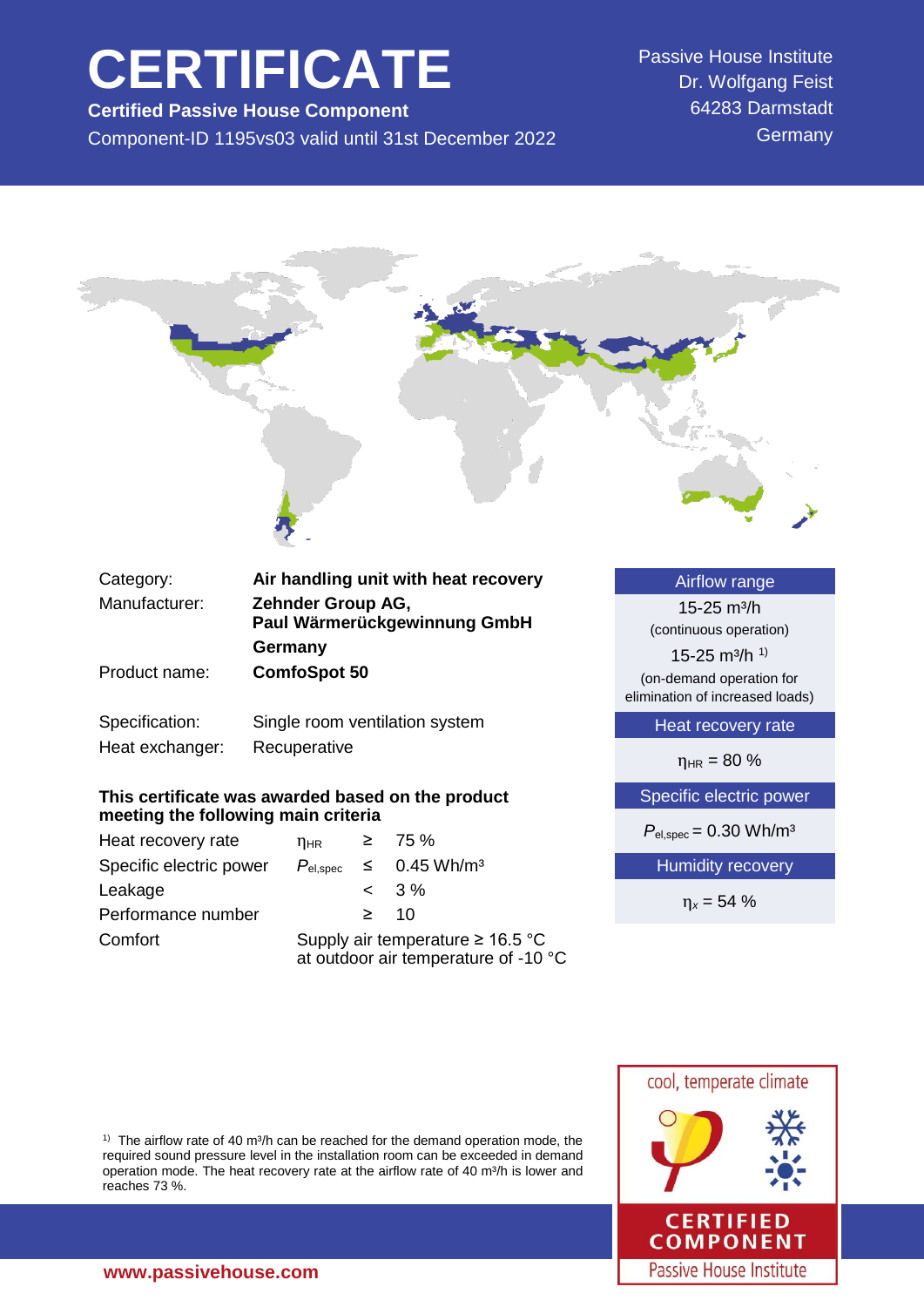# CERTIFICATE

**Certified Passive House Component**

Component-ID 1195vs03 valid until 31st December 2022

Passive House Institute
Dr. Wolfgang Feist
64283 Darmstadt
Germany

| | |
|---|---|
| Category: | **Air handling unit with heat recovery** |
| Manufacturer: | **Zehnder Group AG, Paul Wärmerückgewinnung GmbH Germany** |
| Product name: | **ComfoSpot 50** |
| Specification: | Single room ventilation system |
| Heat exchanger: | Recuperative |

**This certificate was awarded based on the product meeting the following main criteria**

| | | | |
|---|---|---|---|
| Heat recovery rate | $\eta_{HR}$ | ≥ | 75 % |
| Specific electric power | $P_{el,spec}$ | ≤ | 0.45 Wh/m³ |
| Leakage | | < | 3 % |
| Performance number | | ≥ | 10 |
| Comfort | Supply air temperature ≥ 16.5 °C at outdoor air temperature of -10 °C | | |

**Airflow range**

15-25 m³/h
(continuous operation)

15-25 m³/h [1]
(on-demand operation for elimination of increased loads)

**Heat recovery rate**

$\eta_{HR}$ = 80 %

**Specific electric power**

$P_{el,spec}$ = 0.30 Wh/m³

**Humidity recovery**

$\eta_x$ = 54 %

[1] The airflow rate of 40 m³/h can be reached for the demand operation mode, the required sound pressure level in the installation room can be exceeded in demand operation mode. The heat recovery rate at the airflow rate of 40 m³/h is lower and reaches 73 %.

cool, temperate climate

CERTIFIED COMPONENT
Passive House Institute

www.passivehouse.com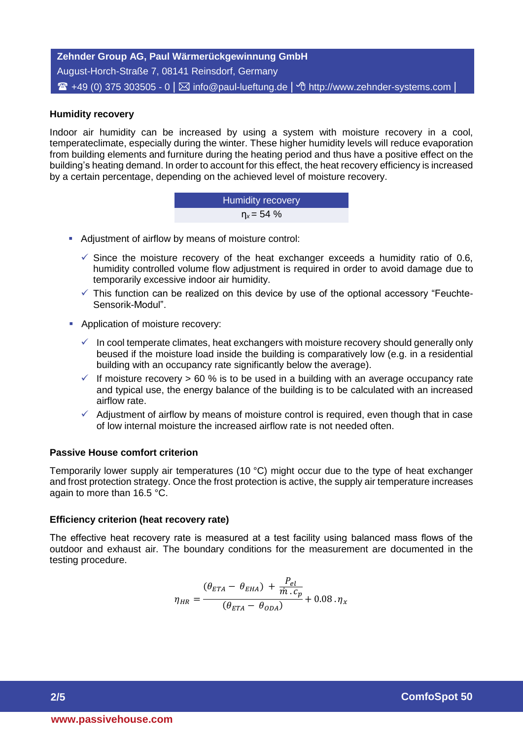**Zehnder Group AG, Paul Wärmerückgewinnung GmbH**
August-Horch-Straße 7, 08141 Reinsdorf, Germany
☎ +49 (0) 375 303505 - 0 | ✉ info@paul-lueftung.de | http://www.zehnder-systems.com |

### Humidity recovery

Indoor air humidity can be increased by using a system with moisture recovery in a cool, temperateclimate, especially during the winter. These higher humidity levels will reduce evaporation from building elements and furniture during the heating period and thus have a positive effect on the building's heating demand. In order to account for this effect, the heat recovery efficiency is increased by a certain percentage, depending on the achieved level of moisture recovery.

| Humidity recovery |
|---|
| $\eta_x$ = 54 % |

- Adjustment of airflow by means of moisture control:
  - ✓ Since the moisture recovery of the heat exchanger exceeds a humidity ratio of 0.6, humidity controlled volume flow adjustment is required in order to avoid damage due to temporarily excessive indoor air humidity.
  - ✓ This function can be realized on this device by use of the optional accessory "Feuchte-Sensorik-Modul".
- Application of moisture recovery:
  - ✓ In cool temperate climates, heat exchangers with moisture recovery should generally only beused if the moisture load inside the building is comparatively low (e.g. in a residential building with an occupancy rate significantly below the average).
  - ✓ If moisture recovery > 60 % is to be used in a building with an average occupancy rate and typical use, the energy balance of the building is to be calculated with an increased airflow rate.
  - ✓ Adjustment of airflow by means of moisture control is required, even though that in case of low internal moisture the increased airflow rate is not needed often.

### Passive House comfort criterion

Temporarily lower supply air temperatures (10 °C) might occur due to the type of heat exchanger and frost protection strategy. Once the frost protection is active, the supply air temperature increases again to more than 16.5 °C.

### Efficiency criterion (heat recovery rate)

The effective heat recovery rate is measured at a test facility using balanced mass flows of the outdoor and exhaust air. The boundary conditions for the measurement are documented in the testing procedure.

$$\eta_{HR} = \frac{(\theta_{ETA} - \theta_{EHA}) + \frac{P_{el}}{\dot{m} \cdot c_p}}{(\theta_{ETA} - \theta_{ODA})} + 0.08 \cdot \eta_x$$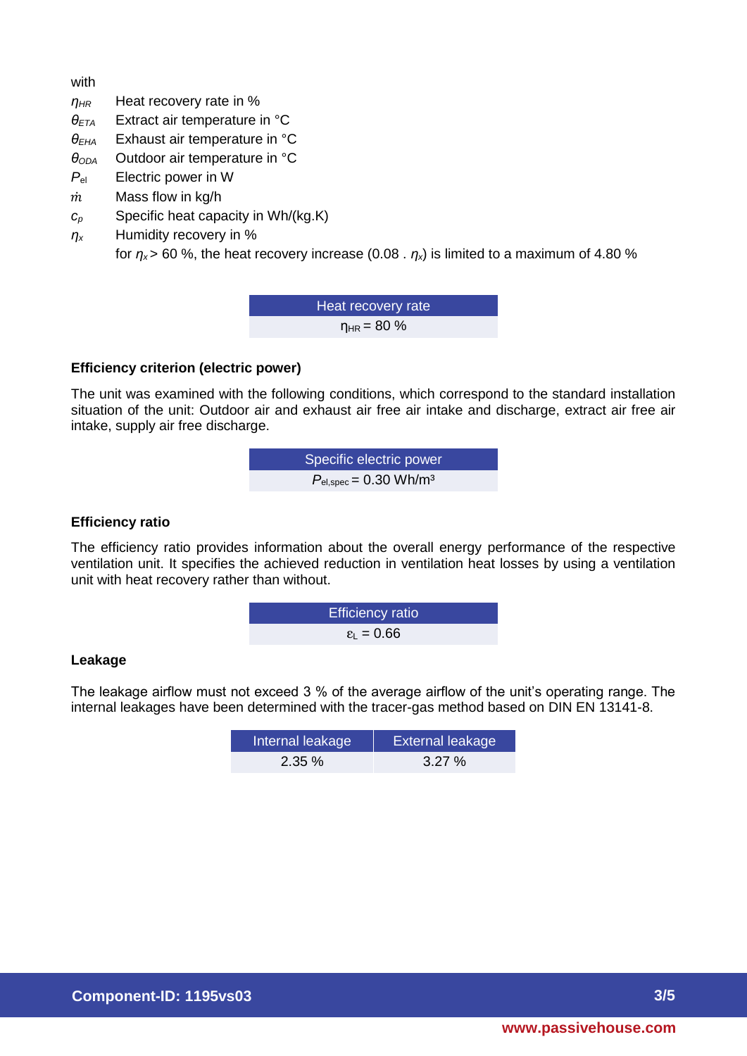with

$\eta_{HR}$ Heat recovery rate in %
$\theta_{ETA}$ Extract air temperature in °C
$\theta_{EHA}$ Exhaust air temperature in °C
$\theta_{ODA}$ Outdoor air temperature in °C
$P_{el}$ Electric power in W
$\dot{m}$ Mass flow in kg/h
$c_p$ Specific heat capacity in Wh/(kg.K)
$\eta_x$ Humidity recovery in %
for $\eta_x > 60$ %, the heat recovery increase ($0.08 \cdot \eta_x$) is limited to a maximum of 4.80 %

| Heat recovery rate |
|---|
| $\eta_{HR} = 80$ % |

**Efficiency criterion (electric power)**

The unit was examined with the following conditions, which correspond to the standard installation situation of the unit: Outdoor air and exhaust air free air intake and discharge, extract air free air intake, supply air free discharge.

| Specific electric power |
|---|
| $P_{el,spec} = 0.30$ Wh/m³ |

**Efficiency ratio**

The efficiency ratio provides information about the overall energy performance of the respective ventilation unit. It specifies the achieved reduction in ventilation heat losses by using a ventilation unit with heat recovery rather than without.

| Efficiency ratio |
|---|
| $\varepsilon_L = 0.66$ |

**Leakage**

The leakage airflow must not exceed 3 % of the average airflow of the unit's operating range. The internal leakages have been determined with the tracer-gas method based on DIN EN 13141-8.

| Internal leakage | External leakage |
|---|---|
| 2.35 % | 3.27 % |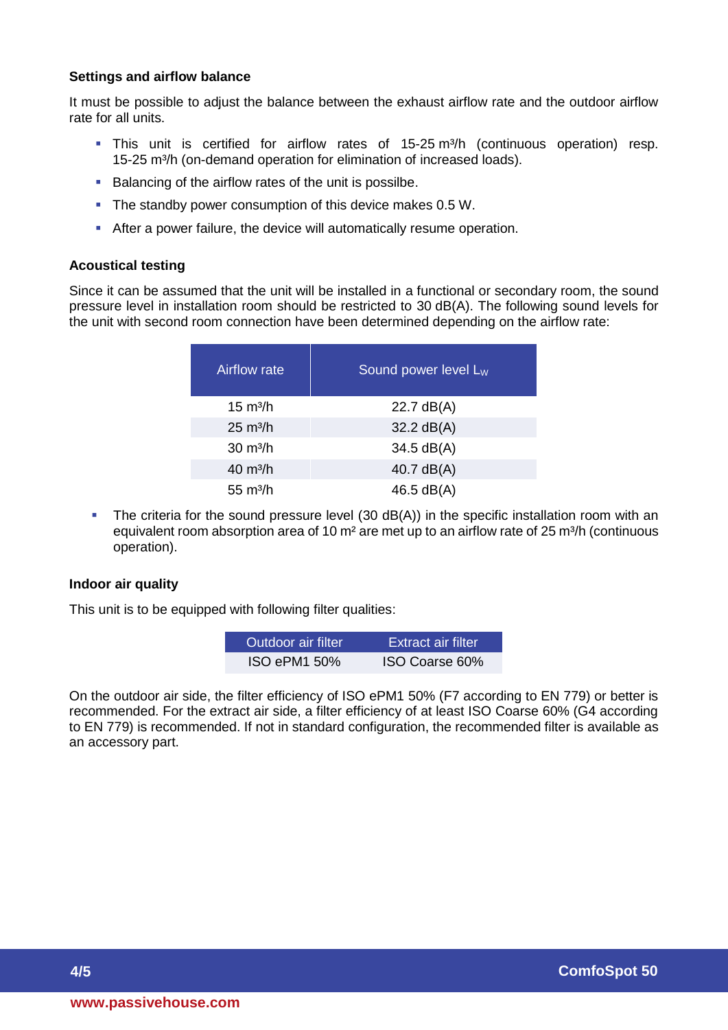### Settings and airflow balance

It must be possible to adjust the balance between the exhaust airflow rate and the outdoor airflow rate for all units.

- This unit is certified for airflow rates of 15-25 m³/h (continuous operation) resp. 15-25 m³/h (on-demand operation for elimination of increased loads).
- Balancing of the airflow rates of the unit is possilbe.
- The standby power consumption of this device makes 0.5 W.
- After a power failure, the device will automatically resume operation.

### Acoustical testing

Since it can be assumed that the unit will be installed in a functional or secondary room, the sound pressure level in installation room should be restricted to 30 dB(A). The following sound levels for the unit with second room connection have been determined depending on the airflow rate:

| Airflow rate | Sound power level $L_W$ |
|---|---|
| 15 m³/h | 22.7 dB(A) |
| 25 m³/h | 32.2 dB(A) |
| 30 m³/h | 34.5 dB(A) |
| 40 m³/h | 40.7 dB(A) |
| 55 m³/h | 46.5 dB(A) |

- The criteria for the sound pressure level (30 dB(A)) in the specific installation room with an equivalent room absorption area of 10 m² are met up to an airflow rate of 25 m³/h (continuous operation).

### Indoor air quality

This unit is to be equipped with following filter qualities:

| Outdoor air filter | Extract air filter |
|---|---|
| ISO ePM1 50% | ISO Coarse 60% |

On the outdoor air side, the filter efficiency of ISO ePM1 50% (F7 according to EN 779) or better is recommended. For the extract air side, a filter efficiency of at least ISO Coarse 60% (G4 according to EN 779) is recommended. If not in standard configuration, the recommended filter is available as an accessory part.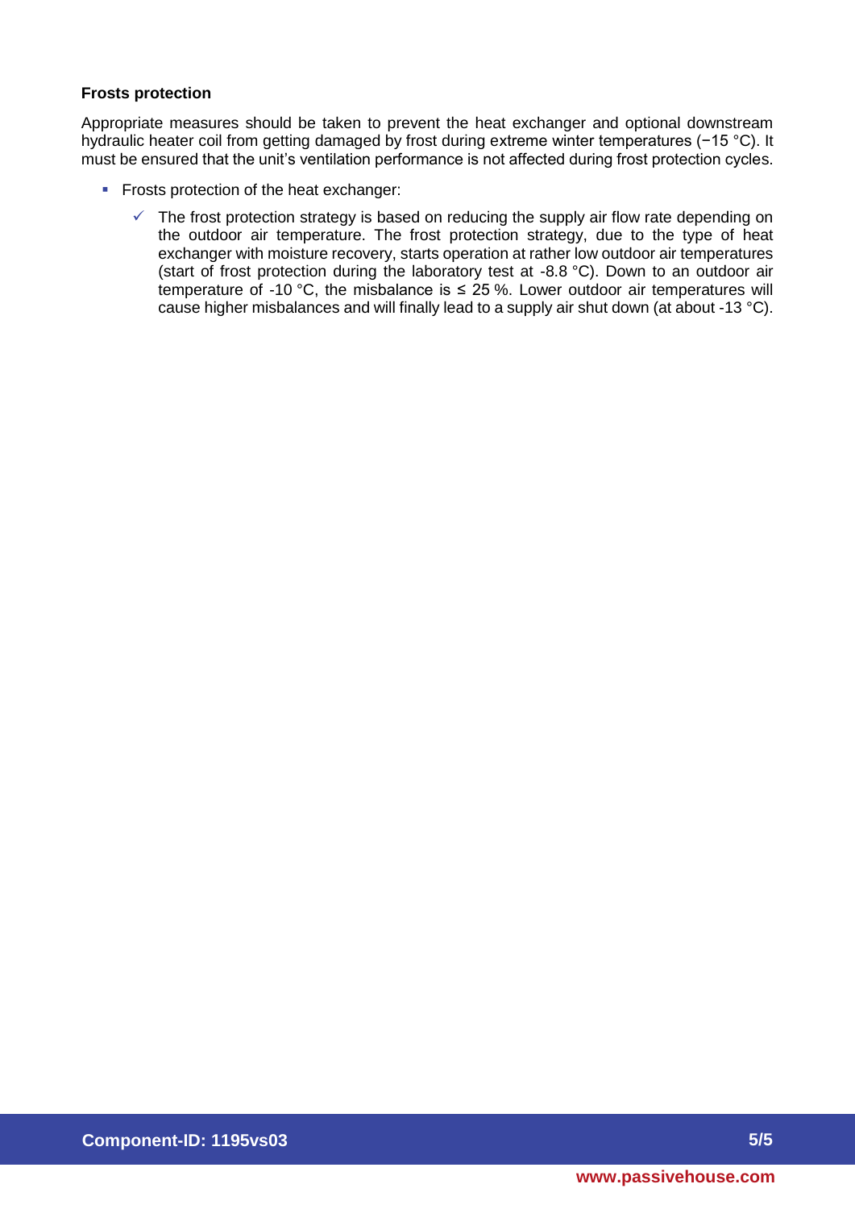**Frosts protection**

Appropriate measures should be taken to prevent the heat exchanger and optional downstream hydraulic heater coil from getting damaged by frost during extreme winter temperatures (−15 °C). It must be ensured that the unit's ventilation performance is not affected during frost protection cycles.

- Frosts protection of the heat exchanger:
  - ✓ The frost protection strategy is based on reducing the supply air flow rate depending on the outdoor air temperature. The frost protection strategy, due to the type of heat exchanger with moisture recovery, starts operation at rather low outdoor air temperatures (start of frost protection during the laboratory test at -8.8 °C). Down to an outdoor air temperature of -10 °C, the misbalance is ≤ 25 %. Lower outdoor air temperatures will cause higher misbalances and will finally lead to a supply air shut down (at about -13 °C).